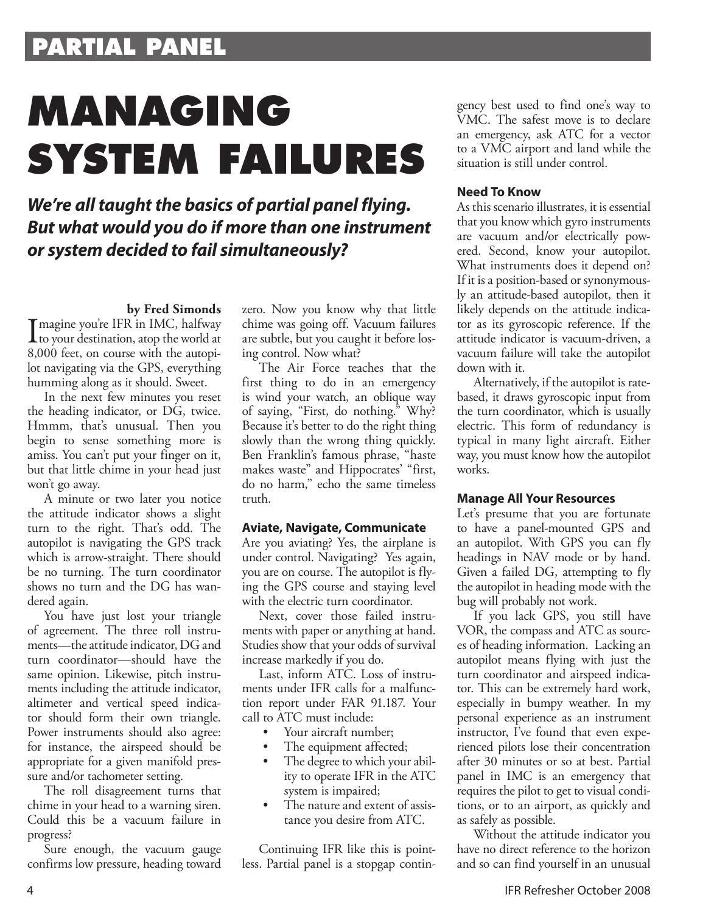# MANAGING SYSTEM FAILURES

***We're all taught the basics of partial panel flying. But what would you do if more than one instrument or system decided to fail simultaneously?***

**by Fred Simonds**

Imagine you're IFR in IMC, halfway to your destination, atop the world at 8,000 feet, on course with the autopilot navigating via the GPS, everything humming along as it should. Sweet.

In the next few minutes you reset the heading indicator, or DG, twice. Hmmm, that's unusual. Then you begin to sense something more is amiss. You can't put your finger on it, but that little chime in your head just won't go away.

A minute or two later you notice the attitude indicator shows a slight turn to the right. That's odd. The autopilot is navigating the GPS track which is arrow-straight. There should be no turning. The turn coordinator shows no turn and the DG has wandered again.

You have just lost your triangle of agreement. The three roll instruments—the attitude indicator, DG and turn coordinator—should have the same opinion. Likewise, pitch instruments including the attitude indicator, altimeter and vertical speed indicator should form their own triangle. Power instruments should also agree: for instance, the airspeed should be appropriate for a given manifold pressure and/or tachometer setting.

The roll disagreement turns that chime in your head to a warning siren. Could this be a vacuum failure in progress?

Sure enough, the vacuum gauge confirms low pressure, heading toward zero. Now you know why that little chime was going off. Vacuum failures are subtle, but you caught it before losing control. Now what?

The Air Force teaches that the first thing to do in an emergency is wind your watch, an oblique way of saying, "First, do nothing." Why? Because it's better to do the right thing slowly than the wrong thing quickly. Ben Franklin's famous phrase, "haste makes waste" and Hippocrates' "first, do no harm," echo the same timeless truth.

### Aviate, Navigate, Communicate

Are you aviating? Yes, the airplane is under control. Navigating? Yes again, you are on course. The autopilot is flying the GPS course and staying level with the electric turn coordinator.

Next, cover those failed instruments with paper or anything at hand. Studies show that your odds of survival increase markedly if you do.

Last, inform ATC. Loss of instruments under IFR calls for a malfunction report under FAR 91.187. Your call to ATC must include:

- Your aircraft number;
- The equipment affected;
- The degree to which your ability to operate IFR in the ATC system is impaired;
- The nature and extent of assistance you desire from ATC.

Continuing IFR like this is pointless. Partial panel is a stopgap contingency best used to find one's way to VMC. The safest move is to declare an emergency, ask ATC for a vector to a VMC airport and land while the situation is still under control.

### Need To Know

As this scenario illustrates, it is essential that you know which gyro instruments are vacuum and/or electrically powered. Second, know your autopilot. What instruments does it depend on? If it is a position-based or synonymously an attitude-based autopilot, then it likely depends on the attitude indicator as its gyroscopic reference. If the attitude indicator is vacuum-driven, a vacuum failure will take the autopilot down with it.

Alternatively, if the autopilot is rate-based, it draws gyroscopic input from the turn coordinator, which is usually electric. This form of redundancy is typical in many light aircraft. Either way, you must know how the autopilot works.

### Manage All Your Resources

Let's presume that you are fortunate to have a panel-mounted GPS and an autopilot. With GPS you can fly headings in NAV mode or by hand. Given a failed DG, attempting to fly the autopilot in heading mode with the bug will probably not work.

If you lack GPS, you still have VOR, the compass and ATC as sources of heading information. Lacking an autopilot means flying with just the turn coordinator and airspeed indicator. This can be extremely hard work, especially in bumpy weather. In my personal experience as an instrument instructor, I've found that even experienced pilots lose their concentration after 30 minutes or so at best. Partial panel in IMC is an emergency that requires the pilot to get to visual conditions, or to an airport, as quickly and as safely as possible.

Without the attitude indicator you have no direct reference to the horizon and so can find yourself in an unusual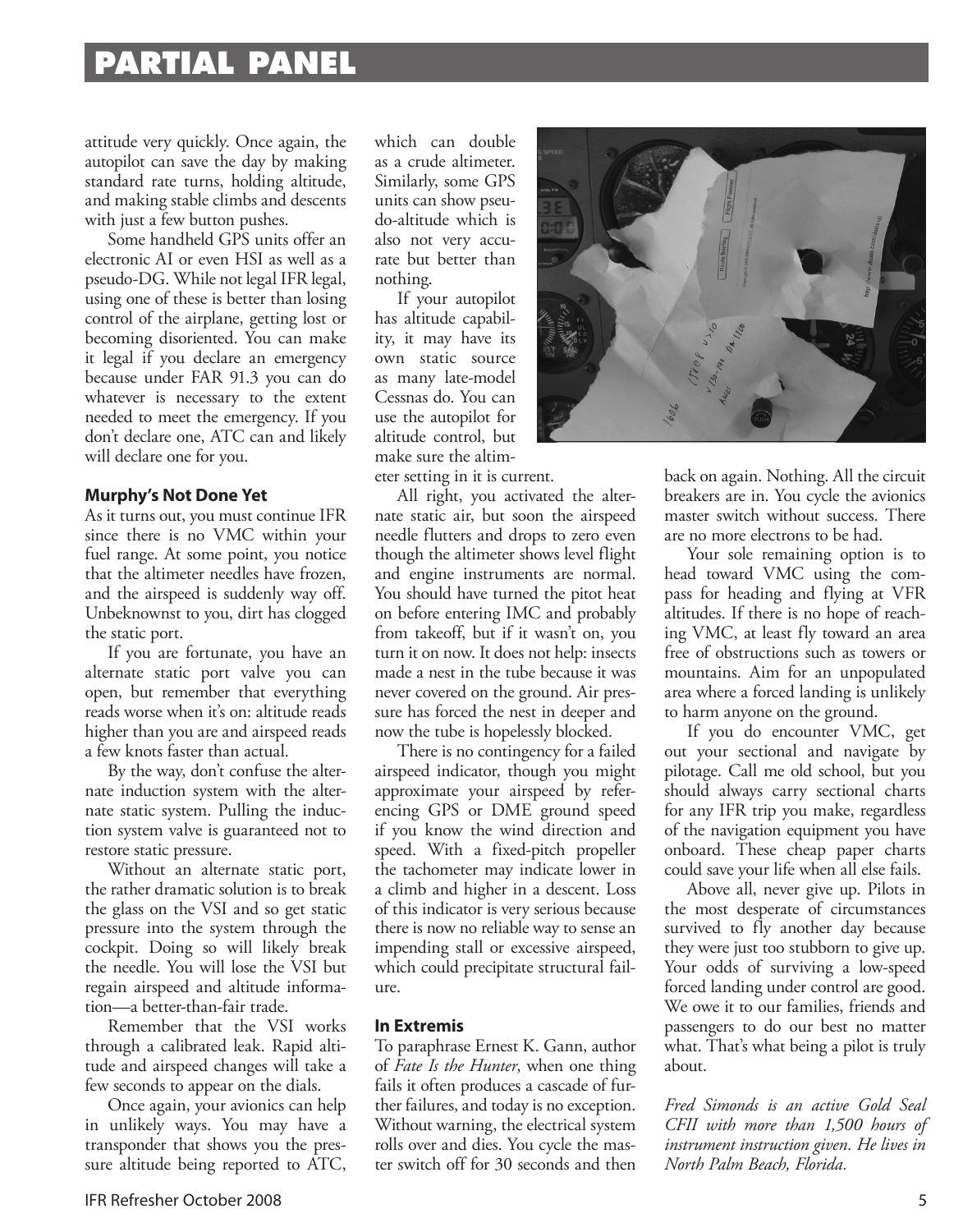attitude very quickly. Once again, the autopilot can save the day by making standard rate turns, holding altitude, and making stable climbs and descents with just a few button pushes.

Some handheld GPS units offer an electronic AI or even HSI as well as a pseudo-DG. While not legal IFR legal, using one of these is better than losing control of the airplane, getting lost or becoming disoriented. You can make it legal if you declare an emergency because under FAR 91.3 you can do whatever is necessary to the extent needed to meet the emergency. If you don't declare one, ATC can and likely will declare one for you.

### Murphy's Not Done Yet

As it turns out, you must continue IFR since there is no VMC within your fuel range. At some point, you notice that the altimeter needles have frozen, and the airspeed is suddenly way off. Unbeknownst to you, dirt has clogged the static port.

If you are fortunate, you have an alternate static port valve you can open, but remember that everything reads worse when it's on: altitude reads higher than you are and airspeed reads a few knots faster than actual.

By the way, don't confuse the alternate induction system with the alternate static system. Pulling the induction system valve is guaranteed not to restore static pressure.

Without an alternate static port, the rather dramatic solution is to break the glass on the VSI and so get static pressure into the system through the cockpit. Doing so will likely break the needle. You will lose the VSI but regain airspeed and altitude information—a better-than-fair trade.

Remember that the VSI works through a calibrated leak. Rapid altitude and airspeed changes will take a few seconds to appear on the dials.

Once again, your avionics can help in unlikely ways. You may have a transponder that shows you the pressure altitude being reported to ATC, which can double as a crude altimeter. Similarly, some GPS units can show pseudo-altitude which is also not very accurate but better than nothing.

If your autopilot has altitude capability, it may have its own static source as many late-model Cessnas do. You can use the autopilot for altitude control, but make sure the altimeter setting in it is current.

All right, you activated the alternate static air, but soon the airspeed needle flutters and drops to zero even though the altimeter shows level flight and engine instruments are normal. You should have turned the pitot heat on before entering IMC and probably from takeoff, but if it wasn't on, you turn it on now. It does not help: insects made a nest in the tube because it was never covered on the ground. Air pressure has forced the nest in deeper and now the tube is hopelessly blocked.

There is no contingency for a failed airspeed indicator, though you might approximate your airspeed by referencing GPS or DME ground speed if you know the wind direction and speed. With a fixed-pitch propeller the tachometer may indicate lower in a climb and higher in a descent. Loss of this indicator is very serious because there is now no reliable way to sense an impending stall or excessive airspeed, which could precipitate structural failure.

### In Extremis

To paraphrase Ernest K. Gann, author of *Fate Is the Hunter*, when one thing fails it often produces a cascade of further failures, and today is no exception. Without warning, the electrical system rolls over and dies. You cycle the master switch off for 30 seconds and then back on again. Nothing. All the circuit breakers are in. You cycle the avionics master switch without success. There are no more electrons to be had.

Your sole remaining option is to head toward VMC using the compass for heading and flying at VFR altitudes. If there is no hope of reaching VMC, at least fly toward an area free of obstructions such as towers or mountains. Aim for an unpopulated area where a forced landing is unlikely to harm anyone on the ground.

If you do encounter VMC, get out your sectional and navigate by pilotage. Call me old school, but you should always carry sectional charts for any IFR trip you make, regardless of the navigation equipment you have onboard. These cheap paper charts could save your life when all else fails.

Above all, never give up. Pilots in the most desperate of circumstances survived to fly another day because they were just too stubborn to give up. Your odds of surviving a low-speed forced landing under control are good. We owe it to our families, friends and passengers to do our best no matter what. That's what being a pilot is truly about.

*Fred Simonds is an active Gold Seal CFII with more than 1,500 hours of instrument instruction given. He lives in North Palm Beach, Florida.*